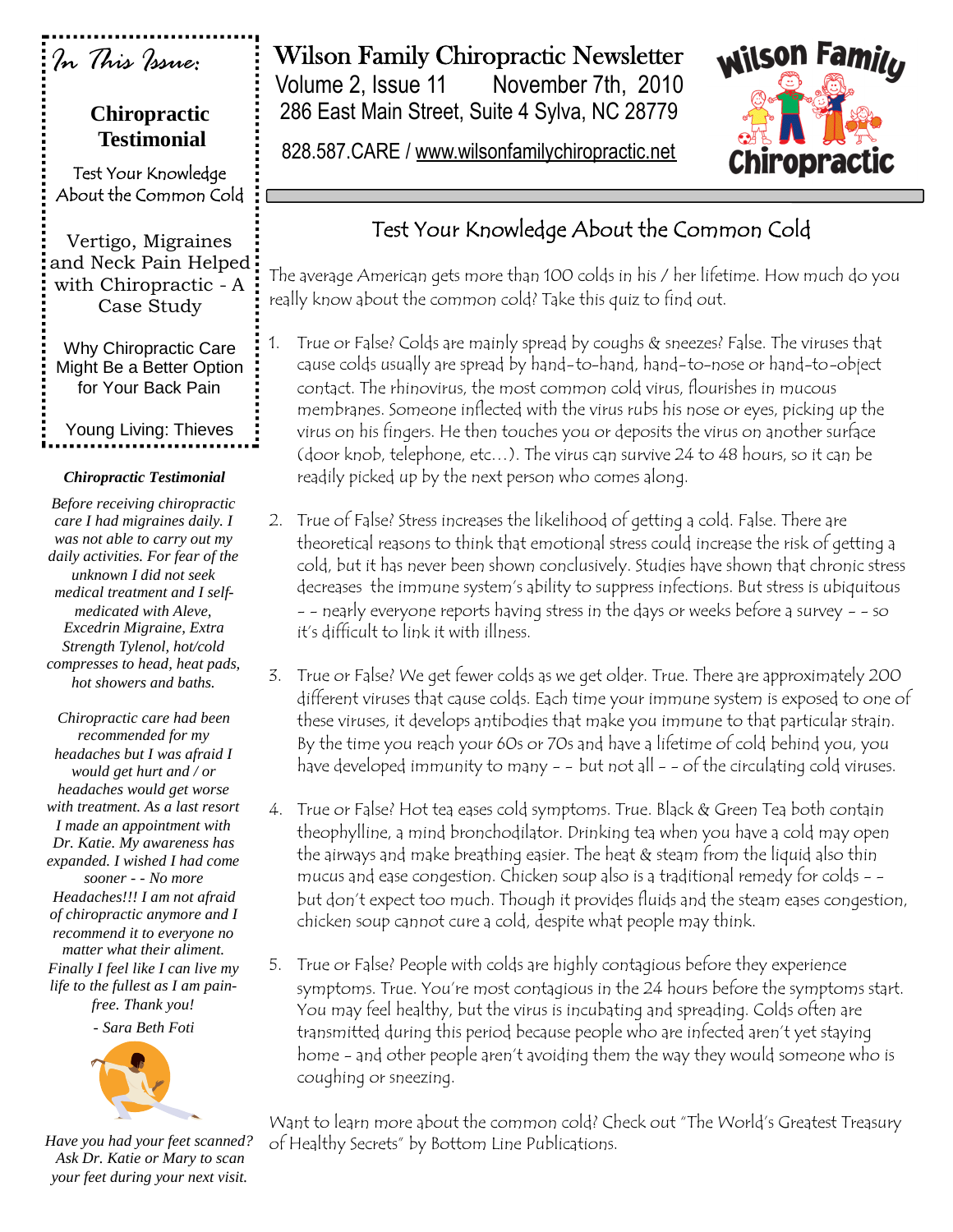# Wilson Family Chiropractic Newsletter

Volume 2, Issue 11 November 7th, 2010

286 East Main Street, Suite 4 Sylva, NC 28779

828.587.CARE / www.wilsonfamilychiropractic.net

*In This Issue:*

**Chiropractic Testimonial**

Test Your Knowledge About the Common Cold

Vertigo, Migraines and Neck Pain Helped with Chiropractic - A Case Study

Why Chiropractic Care Might Be a Better Option for Your Back Pain

Young Living: Thieves

***Chiropractic Testimonial***

*Before receiving chiropractic care I had migraines daily. I was not able to carry out my daily activities. For fear of the unknown I did not seek medical treatment and I self-medicated with Aleve, Excedrin Migraine, Extra Strength Tylenol, hot/cold compresses to head, heat pads, hot showers and baths.*

*Chiropractic care had been recommended for my headaches but I was afraid I would get hurt and / or headaches would get worse with treatment. As a last resort I made an appointment with Dr. Katie. My awareness has expanded. I wished I had come sooner - - No more Headaches!!! I am not afraid of chiropractic anymore and I recommend it to everyone no matter what their aliment. Finally I feel like I can live my life to the fullest as I am pain-free. Thank you!*

*- Sara Beth Foti*

*Have you had your feet scanned? Ask Dr. Katie or Mary to scan your feet during your next visit.*

## Test Your Knowledge About the Common Cold

The average American gets more than 100 colds in his / her lifetime. How much do you really know about the common cold? Take this quiz to find out.

1. True or False? Colds are mainly spread by coughs & sneezes? False. The viruses that cause colds usually are spread by hand-to-hand, hand-to-nose or hand-to-object contact. The rhinovirus, the most common cold virus, flourishes in mucous membranes. Someone inflected with the virus rubs his nose or eyes, picking up the virus on his fingers. He then touches you or deposits the virus on another surface (door knob, telephone, etc…). The virus can survive 24 to 48 hours, so it can be readily picked up by the next person who comes along.

2. True of False? Stress increases the likelihood of getting a cold. False. There are theoretical reasons to think that emotional stress could increase the risk of getting a cold, but it has never been shown conclusively. Studies have shown that chronic stress decreases the immune system's ability to suppress infections. But stress is ubiquitous - - nearly everyone reports having stress in the days or weeks before a survey - - so it's difficult to link it with illness.

3. True or False? We get fewer colds as we get older. True. There are approximately 200 different viruses that cause colds. Each time your immune system is exposed to one of these viruses, it develops antibodies that make you immune to that particular strain. By the time you reach your 60s or 70s and have a lifetime of cold behind you, you have developed immunity to many - - but not all - - of the circulating cold viruses.

4. True or False? Hot tea eases cold symptoms. True. Black & Green Tea both contain theophylline, a mind bronchodilator. Drinking tea when you have a cold may open the airways and make breathing easier. The heat & steam from the liquid also thin mucus and ease congestion. Chicken soup also is a traditional remedy for colds - - but don't expect too much. Though it provides fluids and the steam eases congestion, chicken soup cannot cure a cold, despite what people may think.

5. True or False? People with colds are highly contagious before they experience symptoms. True. You're most contagious in the 24 hours before the symptoms start. You may feel healthy, but the virus is incubating and spreading. Colds often are transmitted during this period because people who are infected aren't yet staying home - and other people aren't avoiding them the way they would someone who is coughing or sneezing.

Want to learn more about the common cold? Check out "The World's Greatest Treasury of Healthy Secrets" by Bottom Line Publications.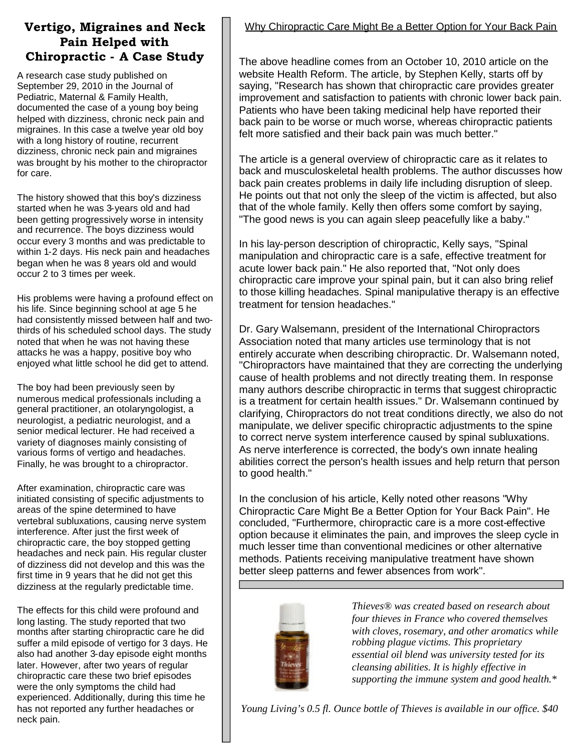## Vertigo, Migraines and Neck Pain Helped with Chiropractic - A Case Study

A research case study published on September 29, 2010 in the Journal of Pediatric, Maternal & Family Health, documented the case of a young boy being helped with dizziness, chronic neck pain and migraines. In this case a twelve year old boy with a long history of routine, recurrent dizziness, chronic neck pain and migraines was brought by his mother to the chiropractor for care.

The history showed that this boy's dizziness started when he was 3-years old and had been getting progressively worse in intensity and recurrence. The boys dizziness would occur every 3 months and was predictable to within 1-2 days. His neck pain and headaches began when he was 8 years old and would occur 2 to 3 times per week.

His problems were having a profound effect on his life. Since beginning school at age 5 he had consistently missed between half and two-thirds of his scheduled school days. The study noted that when he was not having these attacks he was a happy, positive boy who enjoyed what little school he did get to attend.

The boy had been previously seen by numerous medical professionals including a general practitioner, an otolaryngologist, a neurologist, a pediatric neurologist, and a senior medical lecturer. He had received a variety of diagnoses mainly consisting of various forms of vertigo and headaches. Finally, he was brought to a chiropractor.

After examination, chiropractic care was initiated consisting of specific adjustments to areas of the spine determined to have vertebral subluxations, causing nerve system interference. After just the first week of chiropractic care, the boy stopped getting headaches and neck pain. His regular cluster of dizziness did not develop and this was the first time in 9 years that he did not get this dizziness at the regularly predictable time.

The effects for this child were profound and long lasting. The study reported that two months after starting chiropractic care he did suffer a mild episode of vertigo for 3 days. He also had another 3-day episode eight months later. However, after two years of regular chiropractic care these two brief episodes were the only symptoms the child had experienced. Additionally, during this time he has not reported any further headaches or neck pain.

## Why Chiropractic Care Might Be a Better Option for Your Back Pain

The above headline comes from an October 10, 2010 article on the website Health Reform. The article, by Stephen Kelly, starts off by saying, "Research has shown that chiropractic care provides greater improvement and satisfaction to patients with chronic lower back pain. Patients who have been taking medicinal help have reported their back pain to be worse or much worse, whereas chiropractic patients felt more satisfied and their back pain was much better."

The article is a general overview of chiropractic care as it relates to back and musculoskeletal health problems. The author discusses how back pain creates problems in daily life including disruption of sleep. He points out that not only the sleep of the victim is affected, but also that of the whole family. Kelly then offers some comfort by saying, "The good news is you can again sleep peacefully like a baby."

In his lay-person description of chiropractic, Kelly says, "Spinal manipulation and chiropractic care is a safe, effective treatment for acute lower back pain." He also reported that, "Not only does chiropractic care improve your spinal pain, but it can also bring relief to those killing headaches. Spinal manipulative therapy is an effective treatment for tension headaches."

Dr. Gary Walsemann, president of the International Chiropractors Association noted that many articles use terminology that is not entirely accurate when describing chiropractic. Dr. Walsemann noted, "Chiropractors have maintained that they are correcting the underlying cause of health problems and not directly treating them. In response many authors describe chiropractic in terms that suggest chiropractic is a treatment for certain health issues." Dr. Walsemann continued by clarifying, Chiropractors do not treat conditions directly, we also do not manipulate, we deliver specific chiropractic adjustments to the spine to correct nerve system interference caused by spinal subluxations. As nerve interference is corrected, the body's own innate healing abilities correct the person's health issues and help return that person to good health."

In the conclusion of his article, Kelly noted other reasons "Why Chiropractic Care Might Be a Better Option for Your Back Pain". He concluded, "Furthermore, chiropractic care is a more cost-effective option because it eliminates the pain, and improves the sleep cycle in much lesser time than conventional medicines or other alternative methods. Patients receiving manipulative treatment have shown better sleep patterns and fewer absences from work".

*Thieves® was created based on research about four thieves in France who covered themselves with cloves, rosemary, and other aromatics while robbing plague victims. This proprietary essential oil blend was university tested for its cleansing abilities. It is highly effective in supporting the immune system and good health.**

*Young Living's 0.5 fl. Ounce bottle of Thieves is available in our office. $40*